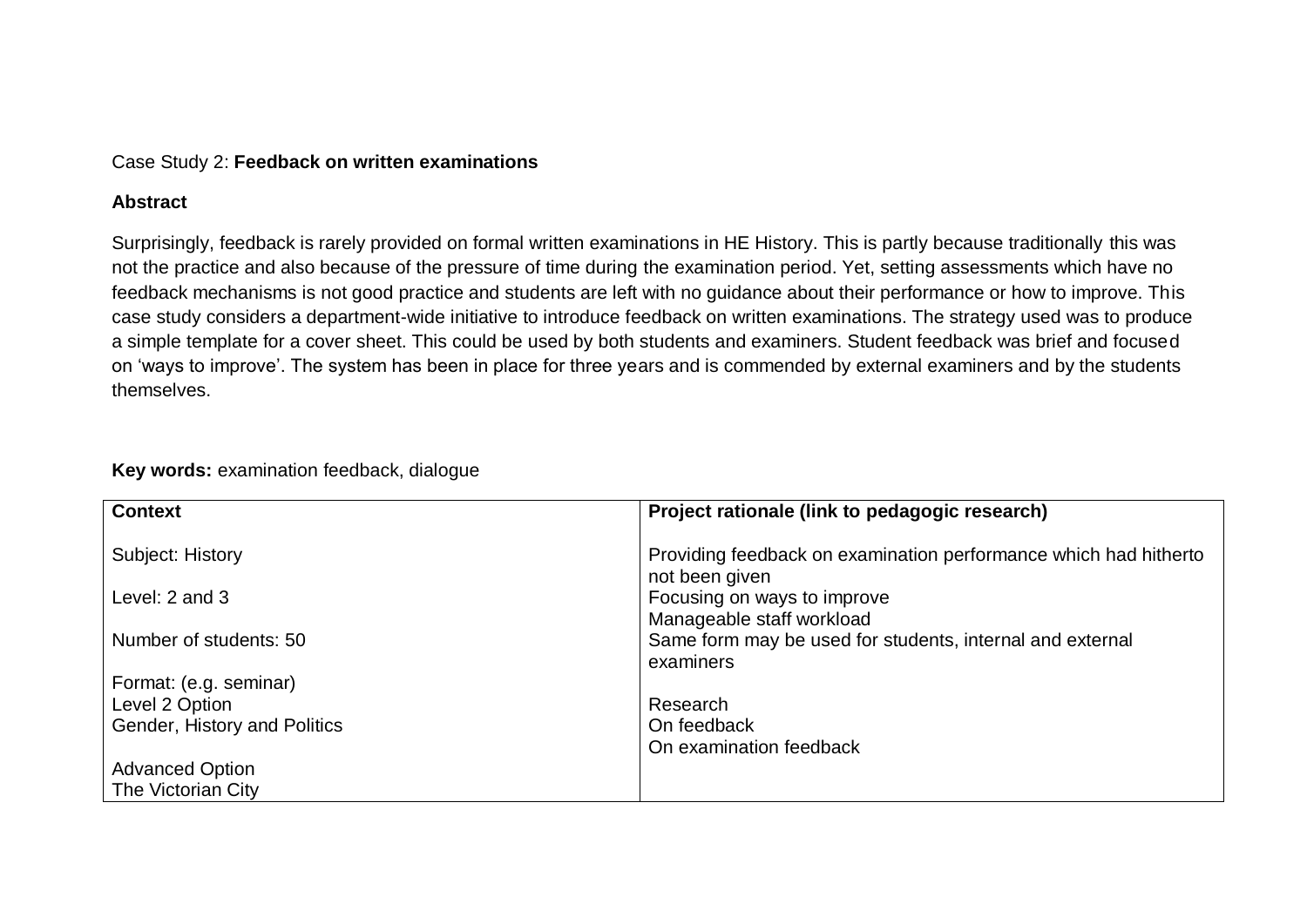Case Study 2: **Feedback on written examinations**

**Abstract**

Surprisingly, feedback is rarely provided on formal written examinations in HE History. This is partly because traditionally this was not the practice and also because of the pressure of time during the examination period. Yet, setting assessments which have no feedback mechanisms is not good practice and students are left with no guidance about their performance or how to improve. This case study considers a department-wide initiative to introduce feedback on written examinations. The strategy used was to produce a simple template for a cover sheet. This could be used by both students and examiners. Student feedback was brief and focused on 'ways to improve'. The system has been in place for three years and is commended by external examiners and by the students themselves.

**Key words:** examination feedback, dialogue

| **Context** | **Project rationale (link to pedagogic research)** |
| --- | --- |
| Subject: History<br><br>Level: 2 and 3<br><br>Number of students: 50<br><br>Format: (e.g. seminar)<br>Level 2 Option<br>Gender, History and Politics<br><br>Advanced Option<br>The Victorian City | Providing feedback on examination performance which had hitherto not been given<br>Focusing on ways to improve<br>Manageable staff workload<br>Same form may be used for students, internal and external examiners<br><br>Research<br>On feedback<br>On examination feedback |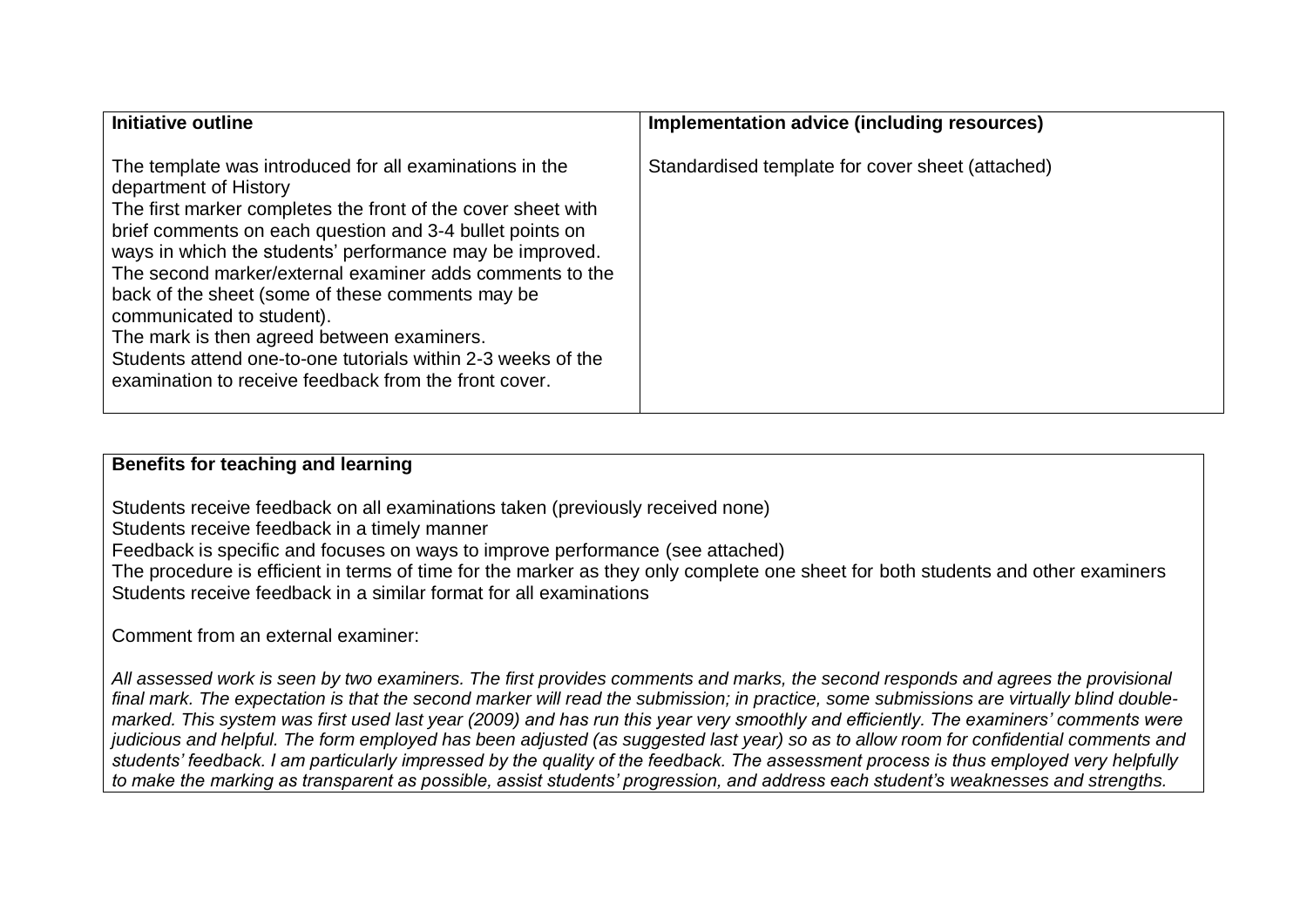| Initiative outline | Implementation advice (including resources) |
| --- | --- |
| The template was introduced for all examinations in the department of History<br>The first marker completes the front of the cover sheet with brief comments on each question and 3-4 bullet points on ways in which the students' performance may be improved.<br>The second marker/external examiner adds comments to the back of the sheet (some of these comments may be communicated to student).<br>The mark is then agreed between examiners.<br>Students attend one-to-one tutorials within 2-3 weeks of the examination to receive feedback from the front cover. | Standardised template for cover sheet (attached) |

**Benefits for teaching and learning**

Students receive feedback on all examinations taken (previously received none)
Students receive feedback in a timely manner
Feedback is specific and focuses on ways to improve performance (see attached)
The procedure is efficient in terms of time for the marker as they only complete one sheet for both students and other examiners
Students receive feedback in a similar format for all examinations

Comment from an external examiner:

*All assessed work is seen by two examiners. The first provides comments and marks, the second responds and agrees the provisional final mark. The expectation is that the second marker will read the submission; in practice, some submissions are virtually blind double-marked. This system was first used last year (2009) and has run this year very smoothly and efficiently. The examiners' comments were judicious and helpful. The form employed has been adjusted (as suggested last year) so as to allow room for confidential comments and students' feedback. I am particularly impressed by the quality of the feedback. The assessment process is thus employed very helpfully to make the marking as transparent as possible, assist students' progression, and address each student's weaknesses and strengths.*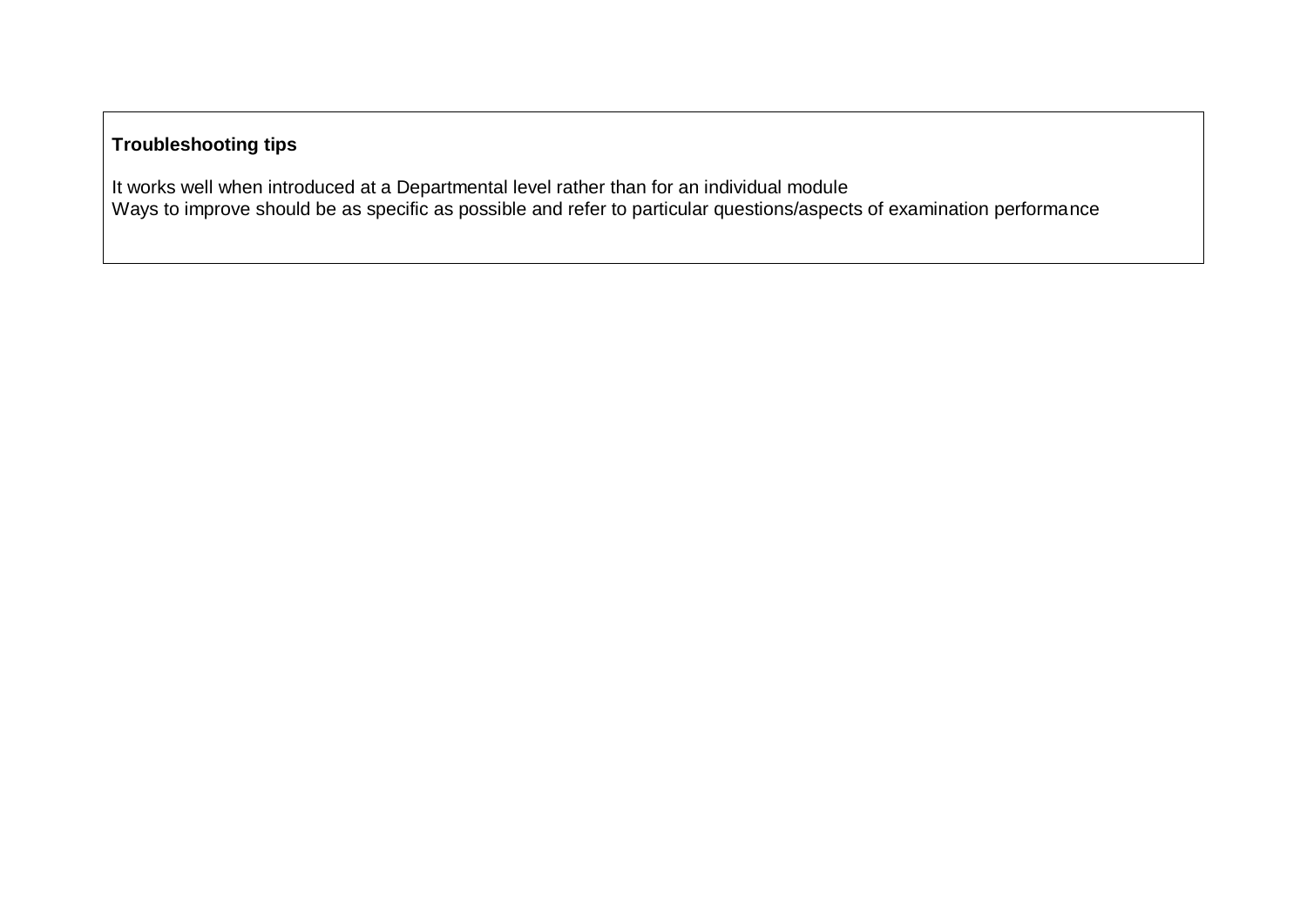**Troubleshooting tips**

It works well when introduced at a Departmental level rather than for an individual module
Ways to improve should be as specific as possible and refer to particular questions/aspects of examination performance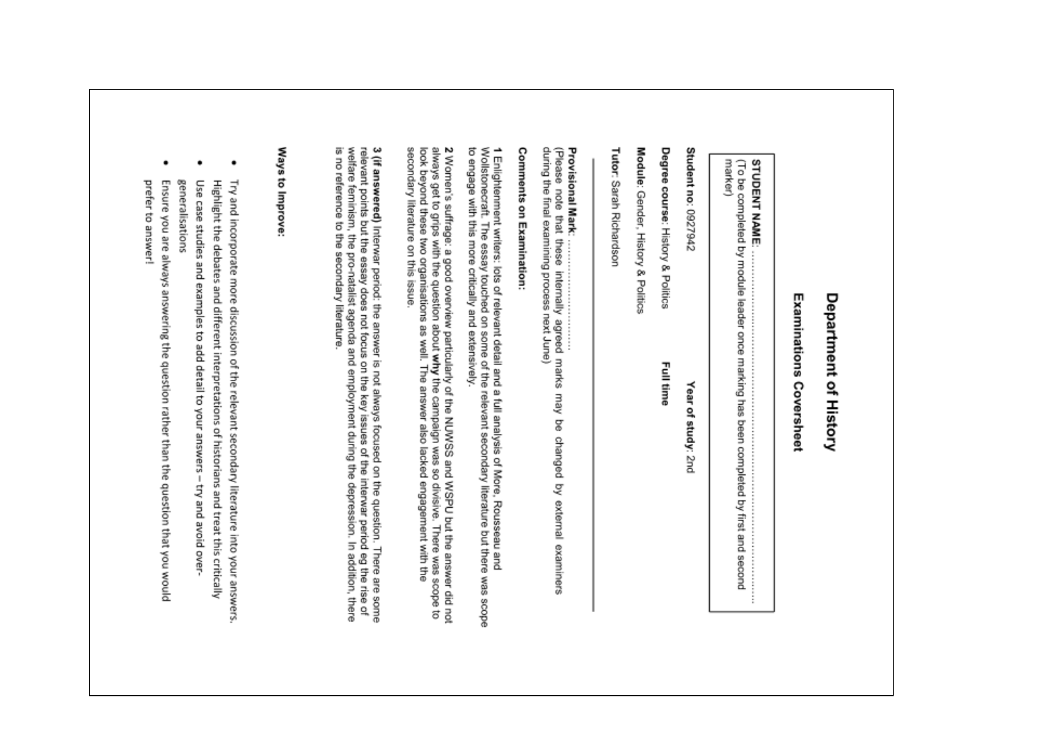# Department of History

## Examinations Coversheet

**STUDENT NAME**: ……………………………………………………………………………
(To be completed by module leader once marking has been completed by first and second marker)

**Student no**: 0927942 **Year of study**: 2nd

**Degree course**: History & Politics **Full time**

**Module**: Gender, History & Politics

**Tutor**: Sarah Richardson

---

**Provisional Mark**: ……………………
(Please note that these internally agreed marks may be changed by external examiners during the final examining process next June)

**Comments on Examination**:

**1** Enlightenment writers: lots of relevant detail and a full analysis of More, Rousseau and Wollstonecraft. The essay touched on some of the relevant secondary literature but there was scope to engage with this more critically and extensively.

**2** Women's suffrage: a good overview particularly of the NUWSS and WSPU but the answer did not always get to grips with the question about **why** the campaign was so divisive. There was scope to look beyond these two organisations as well. The answer also lacked engagement with the secondary literature on this issue.

**3 (if answered)** Interwar period: the answer is not always focused on the question. There are some relevant points but the essay does not focus on the key issues of the interwar period eg the rise of welfare feminism, the pro-natalist agenda and employment during the depression. In addition, there is no reference to the secondary literature.

**Ways to Improve:**

- Try and incorporate more discussion of the relevant secondary literature into your answers. Highlight the debates and different interpretations of historians and treat this critically
- Use case studies and examples to add detail to your answers – try and avoid over-generalisations
- Ensure you are always answering the question rather than the question that you would prefer to answer!